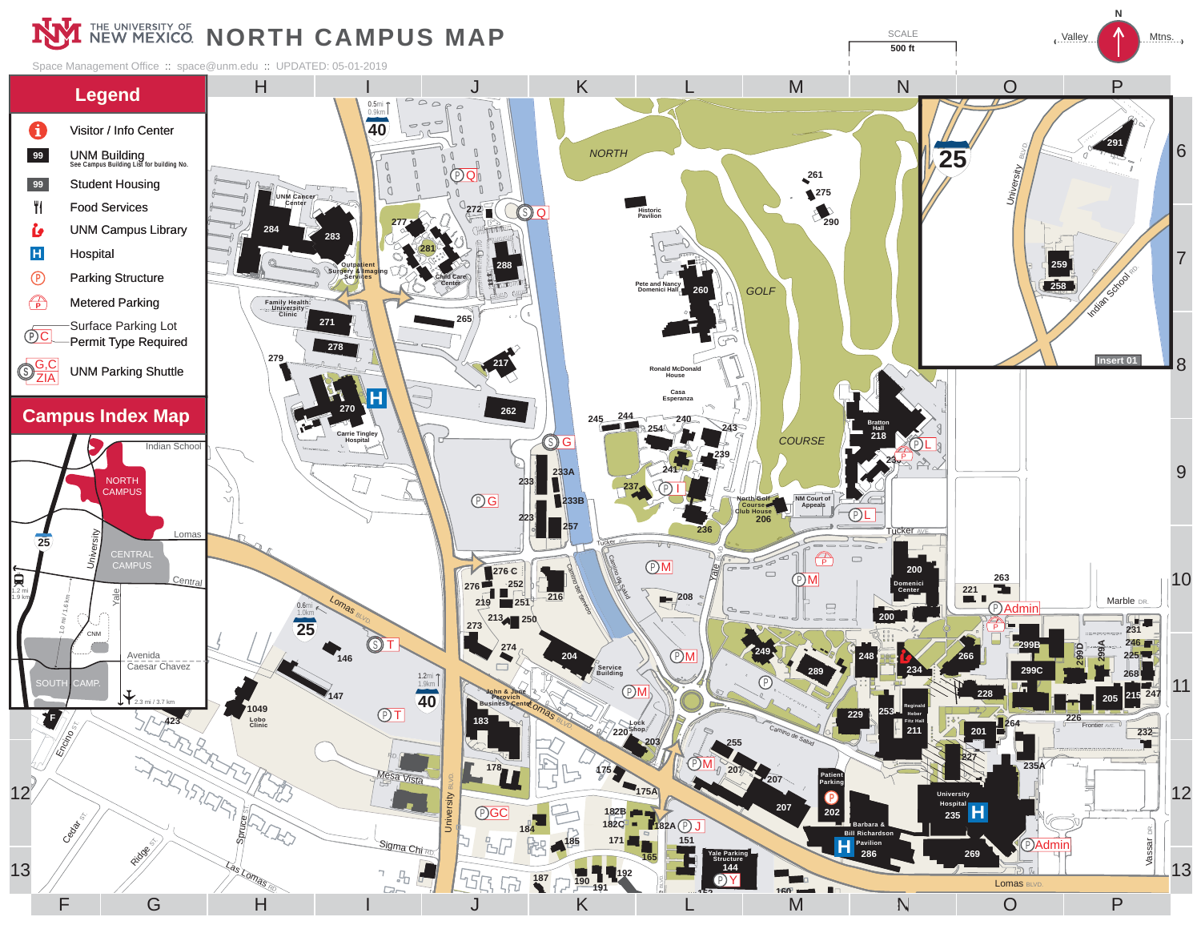# THE UNIVERSITY OF NEW MEXICO — NORTH CAMPUS MAP

Space Management Office :: space@unm.edu :: UPDATED: 05-01-2019

SCALE 500 ft

## Legend

- Visitor / Info Center
- UNM Building (See Campus Building List for building No.)
- Student Housing
- Food Services
- UNM Campus Library
- Hospital
- Parking Structure
- Metered Parking
- Surface Parking Lot — Permit Type Required
- UNM Parking Shuttle

## Campus Index Map

Indian School — NORTH CAMPUS — Lomas — CENTRAL CAMPUS — Central — Avenida Caesar Chavez — SOUTH CAMP. — University — Yale — 25 — CNM

Insert 01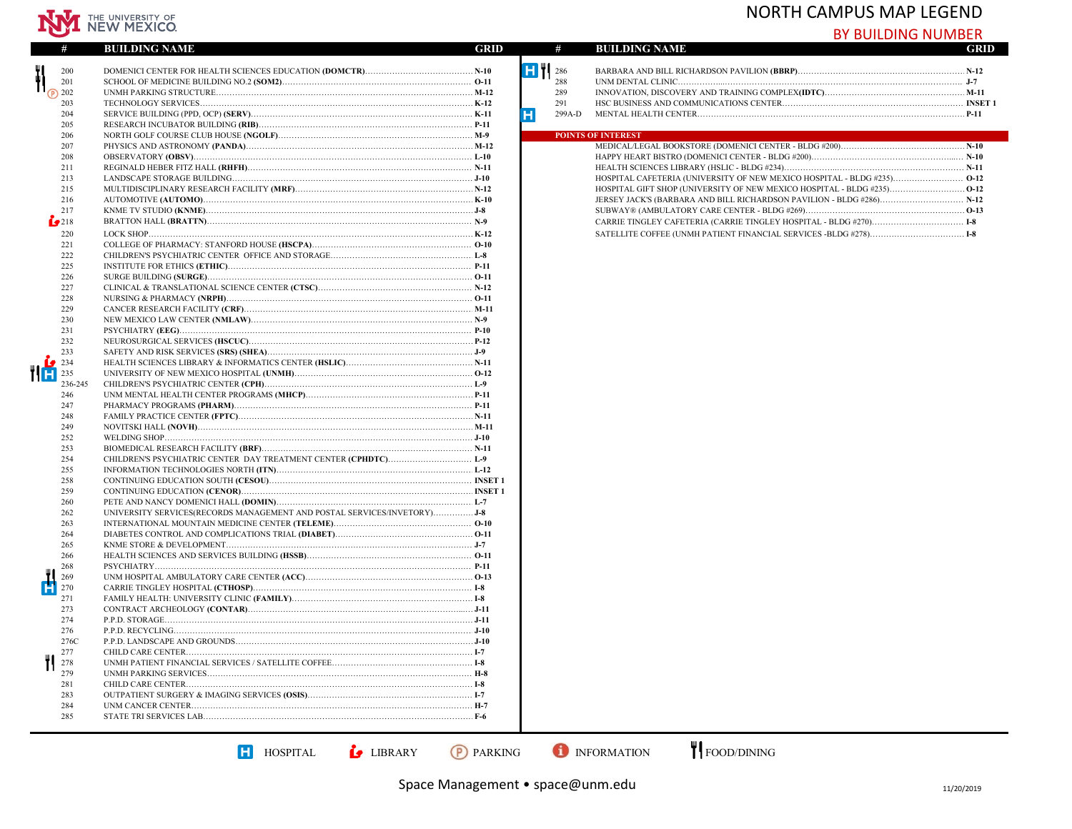# THE UNIVERSITY OF NEW MEXICO

# NORTH CAMPUS MAP LEGEND

## BY BUILDING NUMBER

| # | BUILDING NAME | GRID |
|---|---|---|
| 200 | DOMENICI CENTER FOR HEALTH SCIENCES EDUCATION **(DOMCTR)** | N-10 |
| 201 | SCHOOL OF MEDICINE BUILDING NO.2 **(SOM2)** | O-11 |
| 202 | UNMH PARKING STRUCTURE | M-12 |
| 203 | TECHNOLOGY SERVICES | K-12 |
| 204 | SERVICE BUILDING (PPD, OCP) **(SERV)** | K-11 |
| 205 | RESEARCH INCUBATOR BUILDING **(RIB)** | P-11 |
| 206 | NORTH GOLF COURSE CLUB HOUSE **(NGOLF)** | M-9 |
| 207 | PHYSICS AND ASTRONOMY **(PANDA)** | M-12 |
| 208 | OBSERVATORY **(OBSV)** | L-10 |
| 211 | REGINALD HEBER FITZ HALL **(RHFH)** | N-11 |
| 213 | LANDSCAPE STORAGE BUILDING | J-10 |
| 215 | MULTIDISCIPLINARY RESEARCH FACILITY **(MRF)** | N-12 |
| 216 | AUTOMOTIVE **(AUTOMO)** | K-10 |
| 217 | KNME TV STUDIO **(KNME)** | J-8 |
| 218 | BRATTON HALL **(BRATTN)** | N-9 |
| 220 | LOCK SHOP | K-12 |
| 221 | COLLEGE OF PHARMACY: STANFORD HOUSE **(HSCPA)** | O-10 |
| 222 | CHILDREN'S PSYCHIATRIC CENTER OFFICE AND STORAGE | L-8 |
| 225 | INSTITUTE FOR ETHICS **(ETHIC)** | P-11 |
| 226 | SURGE BUILDING **(SURGE)** | O-11 |
| 227 | CLINICAL & TRANSLATIONAL SCIENCE CENTER **(CTSC)** | N-12 |
| 228 | NURSING & PHARMACY **(NRPH)** | O-11 |
| 229 | CANCER RESEARCH FACILITY **(CRF)** | M-11 |
| 230 | NEW MEXICO LAW CENTER **(NMLAW)** | N-9 |
| 231 | PSYCHIATRY **(EEG)** | P-10 |
| 232 | NEUROSURGICAL SERVICES **(HSCUC)** | P-12 |
| 233 | SAFETY AND RISK SERVICES (SRS) **(SHEA)** | J-9 |
| 234 | HEALTH SCIENCES LIBRARY & INFORMATICS CENTER **(HSLIC)** | N-11 |
| 235 | UNIVERSITY OF NEW MEXICO HOSPITAL **(UNMH)** | O-12 |
| 236-245 | CHILDREN'S PSYCHIATRIC CENTER **(CPH)** | L-9 |
| 246 | UNM MENTAL HEALTH CENTER PROGRAMS **(MHCP)** | P-11 |
| 247 | PHARMACY PROGRAMS **(PHARM)** | P-11 |
| 248 | FAMILY PRACTICE CENTER **(FPTC)** | N-11 |
| 249 | NOVITSKI HALL **(NOVH)** | M-11 |
| 252 | WELDING SHOP | J-10 |
| 253 | BIOMEDICAL RESEARCH FACILITY **(BRF)** | N-11 |
| 254 | CHILDREN'S PSYCHIATRIC CENTER DAY TREATMENT CENTER **(CPHDTC)** | L-9 |
| 255 | INFORMATION TECHNOLOGIES NORTH **(ITN)** | L-12 |
| 258 | CONTINUING EDUCATION SOUTH **(CESOU)** | INSET 1 |
| 259 | CONTINUING EDUCATION **(CENOR)** | INSET 1 |
| 260 | PETE AND NANCY DOMENICI HALL **(DOMIN)** | L-7 |
| 262 | UNIVERSITY SERVICES(RECORDS MANAGEMENT AND POSTAL SERVICES/INVETORY) | J-8 |
| 263 | INTERNATIONAL MOUNTAIN MEDICINE CENTER **(TELEME)** | O-10 |
| 264 | DIABETES CONTROL AND COMPLICATIONS TRIAL **(DIABET)** | O-11 |
| 265 | KNME STORE & DEVELOPMENT | J-7 |
| 266 | HEALTH SCIENCES AND SERVICES BUILDING **(HSSB)** | O-11 |
| 268 | PSYCHIATRY | P-11 |
| 269 | UNM HOSPITAL AMBULATORY CARE CENTER **(ACC)** | O-13 |
| 270 | CARRIE TINGLEY HOSPITAL **(CTHOSP)** | I-8 |
| 271 | FAMILY HEALTH: UNIVERSITY CLINIC **(FAMILY)** | I-8 |
| 273 | CONTRACT ARCHEOLOGY **(CONTAR)** | J-11 |
| 274 | P.P.D. STORAGE | J-11 |
| 276 | P.P.D. RECYCLING | J-10 |
| 276C | P.P.D. LANDSCAPE AND GROUNDS | J-10 |
| 277 | CHILD CARE CENTER | I-7 |
| 278 | UNMH PATIENT FINANCIAL SERVICES / SATELLITE COFFEE | I-8 |
| 279 | UNMH PARKING SERVICES | H-8 |
| 281 | CHILD CARE CENTER | I-8 |
| 283 | OUTPATIENT SURGERY & IMAGING SERVICES **(OSIS)** | I-7 |
| 284 | UNM CANCER CENTER | H-7 |
| 285 | STATE TRI SERVICES LAB | F-6 |
| 286 | BARBARA AND BILL RICHARDSON PAVILION **(BBRP)** | N-12 |
| 288 | UNM DENTAL CLINIC | J-7 |
| 289 | INNOVATION, DISCOVERY AND TRAINING COMPLEX**(IDTC)** | M-11 |
| 291 | HSC BUSINESS AND COMMUNICATIONS CENTER | INSET 1 |
| 299A-D | MENTAL HEALTH CENTER | P-11 |

**POINTS OF INTEREST**

| | | |
|---|---|---|
| | MEDICAL/LEGAL BOOKSTORE (DOMENICI CENTER - BLDG #200) | N-10 |
| | HAPPY HEART BISTRO (DOMENICI CENTER - BLDG #200) | N-10 |
| | HEALTH SCIENCES LIBRARY (HSLIC - BLDG #234) | N-11 |
| | HOSPITAL CAFETERIA (UNIVERSITY OF NEW MEXICO HOSPITAL - BLDG #235) | O-12 |
| | HOSPITAL GIFT SHOP (UNIVERSITY OF NEW MEXICO HOSPITAL - BLDG #235) | O-12 |
| | JERSEY JACK'S (BARBARA AND BILL RICHARDSON PAVILION - BLDG #286) | N-12 |
| | SUBWAY® (AMBULATORY CARE CENTER - BLDG #269) | O-13 |
| | CARRIE TINGLEY CAFETERIA (CARRIE TINGLEY HOSPITAL - BLDG #270) | I-8 |
| | SATELLITE COFFEE (UNMH PATIENT FINANCIAL SERVICES -BLDG #278) | I-8 |

H HOSPITAL | LIBRARY | P PARKING | INFORMATION | FOOD/DINING

Space Management • space@unm.edu

11/20/2019